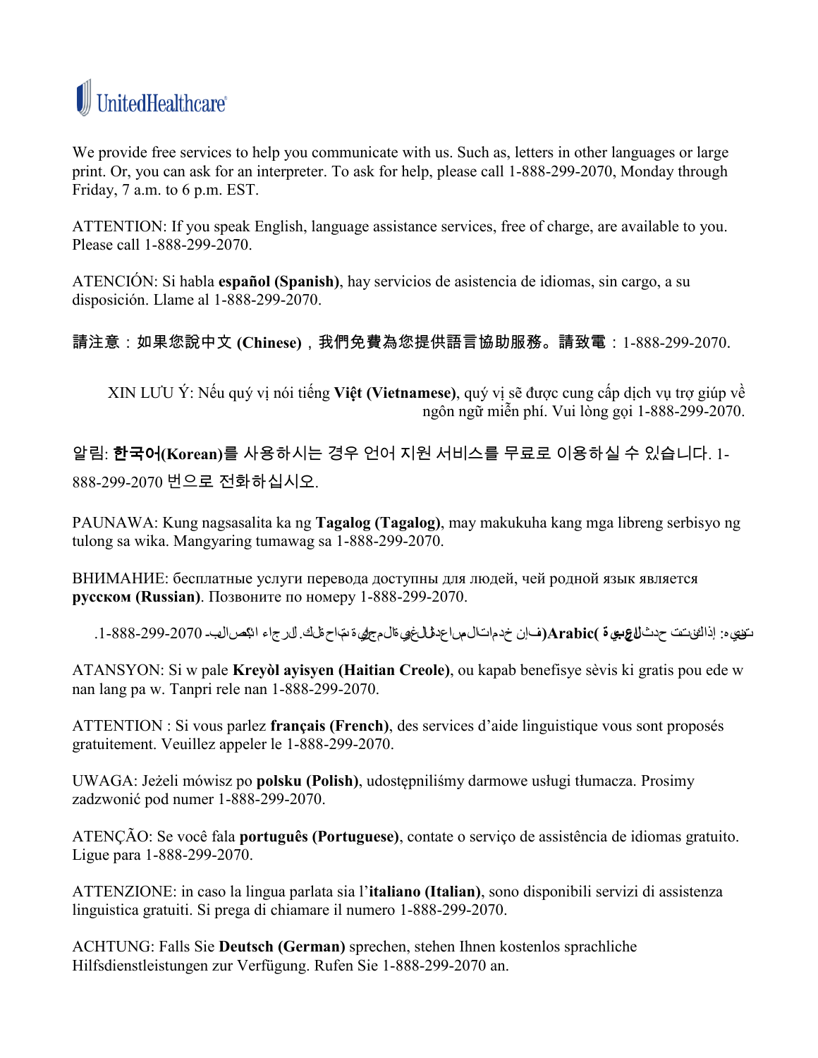UnitedHealthcare

We provide free services to help you communicate with us. Such as, letters in other languages or large print. Or, you can ask for an interpreter. To ask for help, please call 1-888-299-2070, Monday through Friday, 7 a.m. to 6 p.m. EST.

ATTENTION: If you speak English, language assistance services, free of charge, are available to you. Please call 1-888-299-2070.

ATENCIÓN: Si habla **español (Spanish)**, hay servicios de asistencia de idiomas, sin cargo, a su disposición. Llame al 1-888-299-2070.

請注意：如果您說中文 **(Chinese)**，我們免費為您提供語言協助服務。請致電：1-888-299-2070.

XIN LƯU Ý: Nếu quý vị nói tiếng **Việt (Vietnamese)**, quý vị sẽ được cung cấp dịch vụ trợ giúp về ngôn ngữ miễn phí. Vui lòng gọi 1-888-299-2070.

알림: **한국어(Korean)**를 사용하시는 경우 언어 지원 서비스를 무료로 이용하실 수 있습니다. 1-888-299-2070 번으로 전화하십시오.

PAUNAWA: Kung nagsasalita ka ng **Tagalog (Tagalog)**, may makukuha kang mga libreng serbisyo ng tulong sa wika. Mangyaring tumawag sa 1-888-299-2070.

ВНИМАНИЕ: бесплатные услуги перевода доступны для людей, чей родной язык является **русском (Russian)**. Позвоните по номеру 1-888-299-2070.

تنبيه: إذا كنت تتحدث **العربية (Arabic)**، فإن خدمات المساعدة اللغوية المجانية متاحة لك. الرجاء الاتصال بـ 1-888-299-2070.

ATANSYON: Si w pale **Kreyòl ayisyen (Haitian Creole)**, ou kapab benefisye sèvis ki gratis pou ede w nan lang pa w. Tanpri rele nan 1-888-299-2070.

ATTENTION : Si vous parlez **français (French)**, des services d'aide linguistique vous sont proposés gratuitement. Veuillez appeler le 1-888-299-2070.

UWAGA: Jeżeli mówisz po **polsku (Polish)**, udostępniliśmy darmowe usługi tłumacza. Prosimy zadzwonić pod numer 1-888-299-2070.

ATENÇÃO: Se você fala **português (Portuguese)**, contate o serviço de assistência de idiomas gratuito. Ligue para 1-888-299-2070.

ATTENZIONE: in caso la lingua parlata sia l'**italiano (Italian)**, sono disponibili servizi di assistenza linguistica gratuiti. Si prega di chiamare il numero 1-888-299-2070.

ACHTUNG: Falls Sie **Deutsch (German)** sprechen, stehen Ihnen kostenlos sprachliche Hilfsdienstleistungen zur Verfügung. Rufen Sie 1-888-299-2070 an.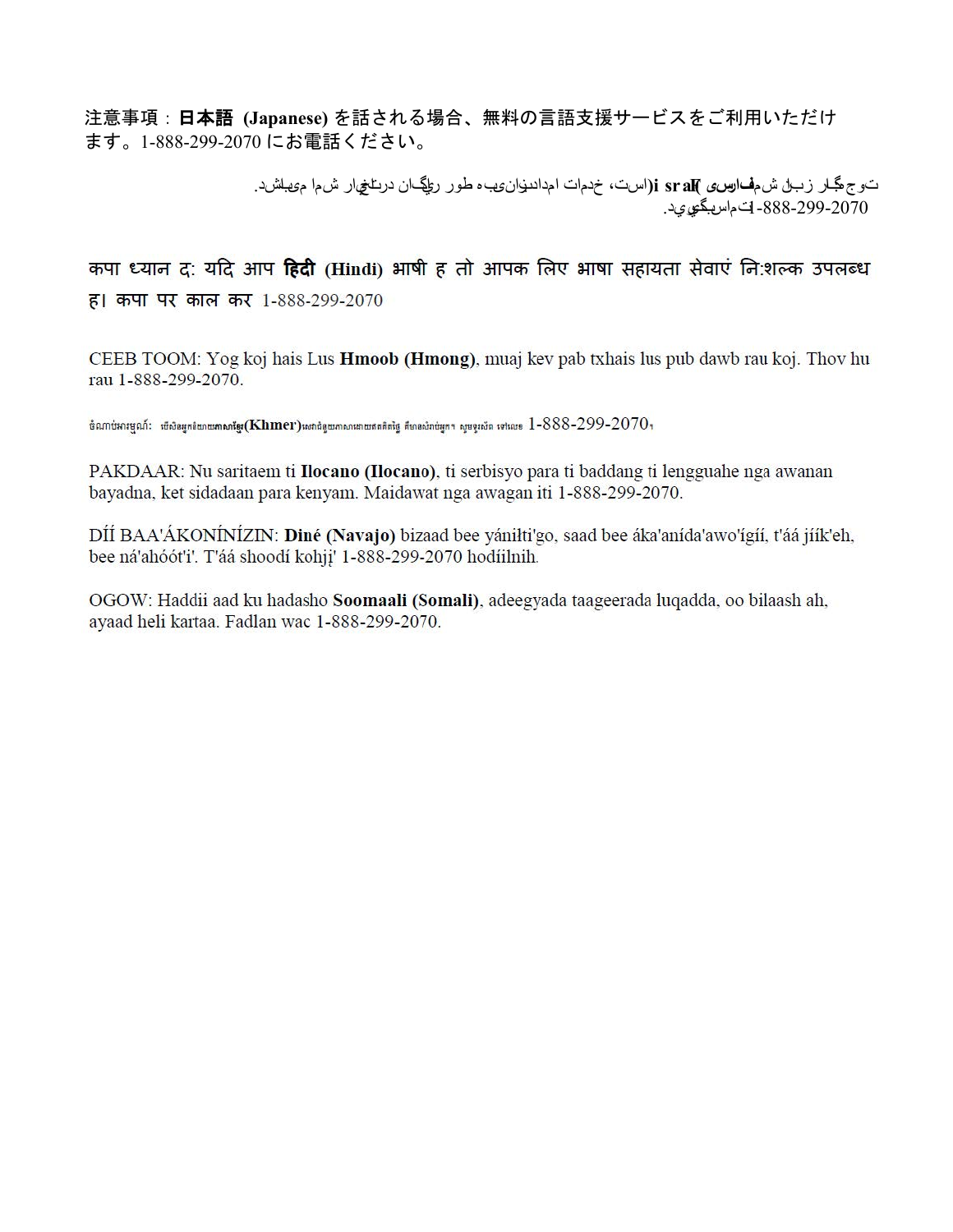注意事項：**日本語 (Japanese)** を話される場合、無料の言語支援サービスをご利用いただけます。1-888-299-2070 にお電話ください。

توجه: اگر زبان شما **فارسی (Farsi)** است، خدمات امداد زبانی به طور رایگان در اختیار شما می‌باشد. با 1-888-299-2070 تماس بگیرید.

कपा ध्यान द: यदि आप **हिंदी (Hindi)** भाषी ह तो आपक लिए भाषा सहायता सेवाएं नि:शल्क उपलब्ध ह। कपा पर काल कर 1-888-299-2070

CEEB TOOM: Yog koj hais Lus **Hmoob (Hmong)**, muaj kev pab txhais lus pub dawb rau koj. Thov hu rau 1-888-299-2070.

ចំណាប់អារម្មណ៍៖ បើសិនអ្នកនិយាយភាសាខ្មែរ **(Khmer)** សេវាជំនួយភាសាដោយឥតគិតថ្លៃ គឺមានសំរាប់អ្នក។ សូមទូរស័ព្ទ ទៅលេខ 1-888-299-2070។

PAKDAAR: Nu saritaem ti **Ilocano (Ilocano)**, ti serbisyo para ti baddang ti lengguahe nga awanan bayadna, ket sidadaan para kenyam. Maidawat nga awagan iti 1-888-299-2070.

DÍÍ BAA'ÁKONÍNÍZIN: **Diné (Navajo)** bizaad bee yáníłti'go, saad bee áka'anída'awo'ígíí, t'áá jíík'eh, bee ná'ahóót'i'. T'áá shoodí kohjį' 1-888-299-2070 hodíílnih.

OGOW: Haddii aad ku hadasho **Soomaali (Somali)**, adeegyada taageerada luqadda, oo bilaash ah, ayaad heli kartaa. Fadlan wac 1-888-299-2070.